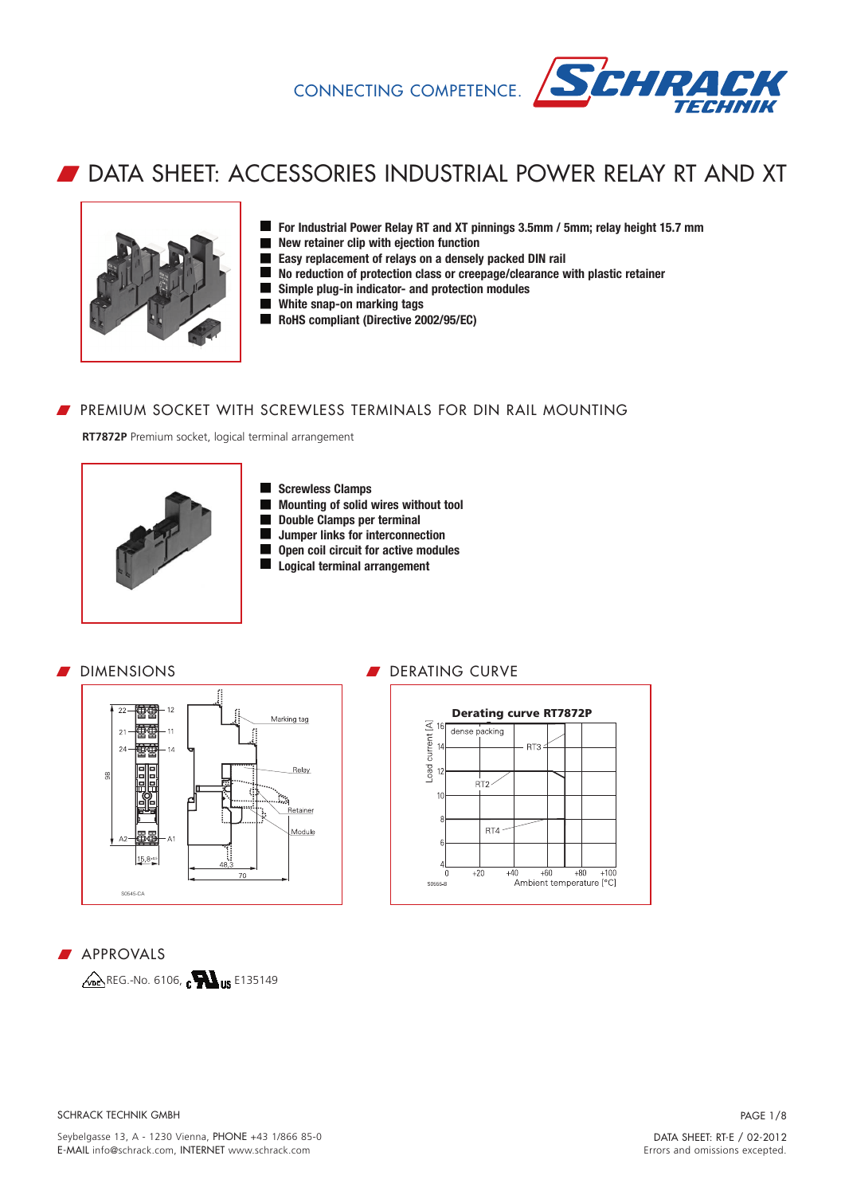CONNECTING COMPETENCE.

# DATA SHEET: ACCESSORIES INDUSTRIAL POWER RELAY RT AND XT

- For Industrial Power Relay RT and XT pinnings 3.5mm / 5mm; relay height 15.7 mm
- New retainer clip with ejection function
- Easy replacement of relays on a densely packed DIN rail
- No reduction of protection class or creepage/clearance with plastic retainer
- Simple plug-in indicator- and protection modules
- White snap-on marking tags
- RoHS compliant (Directive 2002/95/EC)

## PREMIUM SOCKET WITH SCREWLESS TERMINALS FOR DIN RAIL MOUNTING

**RT7872P** Premium socket, logical terminal arrangement

- Screwless Clamps
- Mounting of solid wires without tool
- Double Clamps per terminal
- Jumper links for interconnection
- Open coil circuit for active modules
- Logical terminal arrangement

## DIMENSIONS

## DERATING CURVE

## APPROVALS

REG.-No. 6106, E135149

SCHRACK TECHNIK GMBH

Seybelgasse 13, A - 1230 Vienna, PHONE +43 1/866 85-0
E-MAIL info@schrack.com, INTERNET www.schrack.com

DATA SHEET: RT-E / 02-2012
Errors and omissions excepted.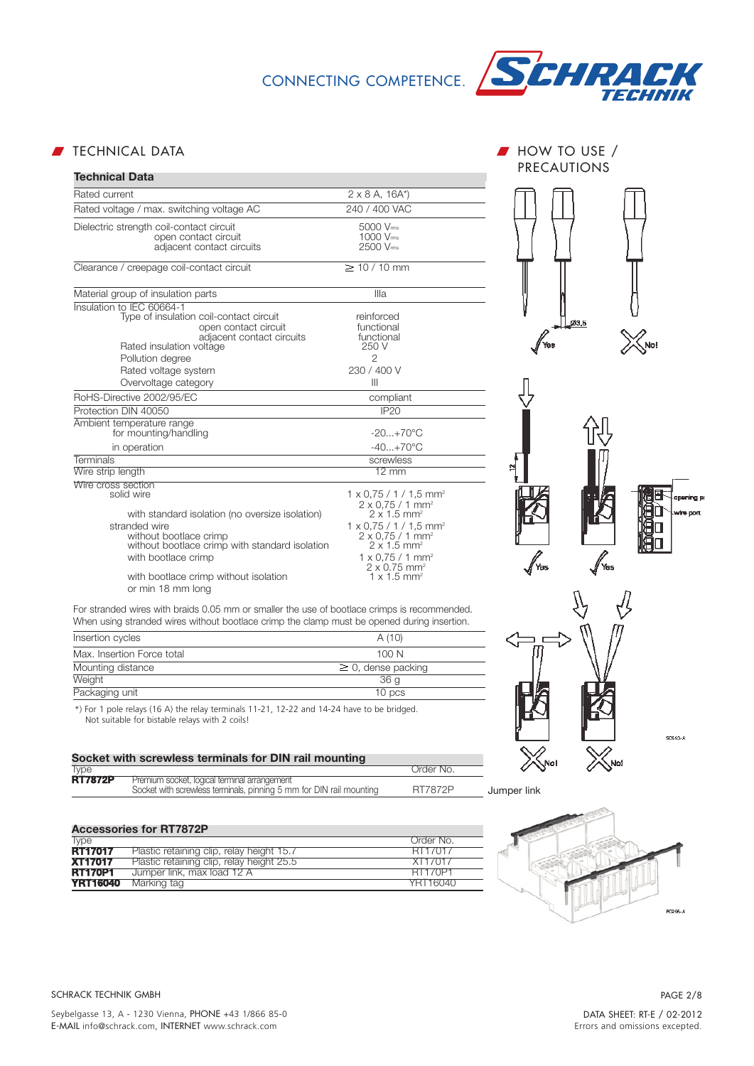## TECHNICAL DATA

| Technical Data | |
|---|---|
| Rated current | 2 x 8 A, 16A*) |
| Rated voltage / max. switching voltage AC | 240 / 400 VAC |
| Dielectric strength coil-contact circuit<br>open contact circuit<br>adjacent contact circuits | 5000 $V_{rms}$<br>1000 $V_{rms}$<br>2500 $V_{rms}$ |
| Clearance / creepage coil-contact circuit | ≥ 10 / 10 mm |
| Material group of insulation parts | IIIa |
| Insulation to IEC 60664-1<br>Type of insulation coil-contact circuit<br>open contact circuit<br>adjacent contact circuits<br>Rated insulation voltage<br>Pollution degree<br>Rated voltage system<br>Overvoltage category | <br>reinforced<br>functional<br>functional<br>250 V<br>2<br>230 / 400 V<br>III |
| RoHS-Directive 2002/95/EC | compliant |
| Protection DIN 40050 | IP20 |
| Ambient temperature range<br>for mounting/handling | <br>-20...+70°C |
| in operation | -40...+70°C |
| Terminals | screwless |
| Wire strip length | 12 mm |
| Wire cross section<br>solid wire<br><br>with standard isolation (no oversize isolation)<br>stranded wire<br>without bootlace crimp<br>without bootlace crimp with standard isolation<br>with bootlace crimp<br><br>with bootlace crimp without isolation<br>or min 18 mm long | <br>1 x 0,75 / 1 / 1,5 mm²<br>2 x 0,75 / 1 mm²<br>2 x 1.5 mm²<br>1 x 0,75 / 1 / 1,5 mm²<br>2 x 0,75 / 1 mm²<br>2 x 1.5 mm²<br>1 x 0,75 / 1 mm²<br>2 x 0.75 mm²<br>1 x 1.5 mm² |

For stranded wires with braids 0.05 mm or smaller the use of bootlace crimps is recommended.
When using stranded wires without bootlace crimp the clamp must be opened during insertion.

| | |
|---|---|
| Insertion cycles | A (10) |
| Max. Insertion Force total | 100 N |
| Mounting distance | ≥ 0, dense packing |
| Weight | 36 g |
| Packaging unit | 10 pcs |

*) For 1 pole relays (16 A) the relay terminals 11-21, 12-22 and 14-24 have to be bridged.
Not suitable for bistable relays with 2 coils!

### Socket with screwless terminals for DIN rail mounting

| Type | | Order No. |
|---|---|---|
| **RT7872P** | Premium socket, logical terminal arrangement<br>Socket with screwless terminals, pinning 5 mm for DIN rail mounting | RT7872P |

### Accessories for RT7872P

| Type | | Order No. |
|---|---|---|
| **RT17017** | Plastic retaining clip, relay height 15.7 | RT17017 |
| **XT17017** | Plastic retaining clip, relay height 25.5 | XT17017 |
| **RT170P1** | Jumper link, max load 12 A | RT170P1 |
| **YRT16040** | Marking tag | YRT16040 |

## HOW TO USE / PRECAUTIONS

Ø3,5

Yes

No!

12

opening p

wire port

Yes

Yes

No!

No!

Jumper link

SCHRACK TECHNIK GMBH

Seybelgasse 13, A - 1230 Vienna, PHONE +43 1/866 85-0
E-MAIL info@schrack.com, INTERNET www.schrack.com

DATA SHEET: RT-E / 02-2012
Errors and omissions excepted.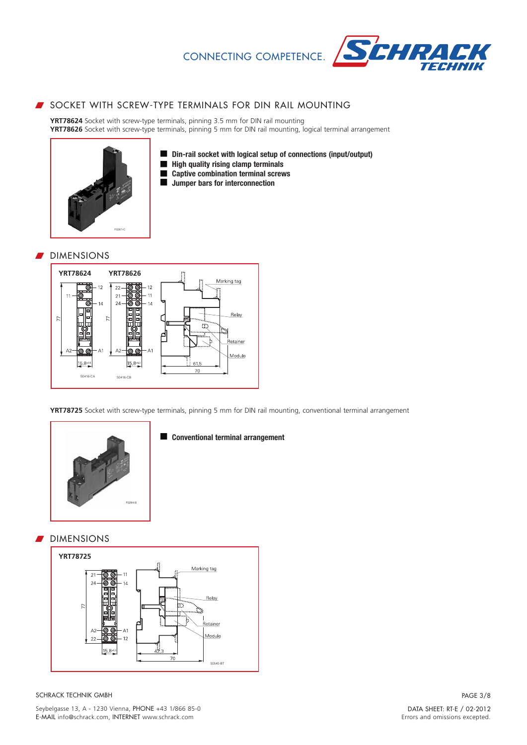## SOCKET WITH SCREW-TYPE TERMINALS FOR DIN RAIL MOUNTING

**YRT78624** Socket with screw-type terminals, pinning 3.5 mm for DIN rail mounting
**YRT78626** Socket with screw-type terminals, pinning 5 mm for DIN rail mounting, logical terminal arrangement

- **Din-rail socket with logical setup of connections (input/output)**
- **High quality rising clamp terminals**
- **Captive combination terminal screws**
- **Jumper bars for interconnection**

## DIMENSIONS

**YRT78624** **YRT78626**

**YRT78725** Socket with screw-type terminals, pinning 5 mm for DIN rail mounting, conventional terminal arrangement

- **Conventional terminal arrangement**

## DIMENSIONS

**YRT78725**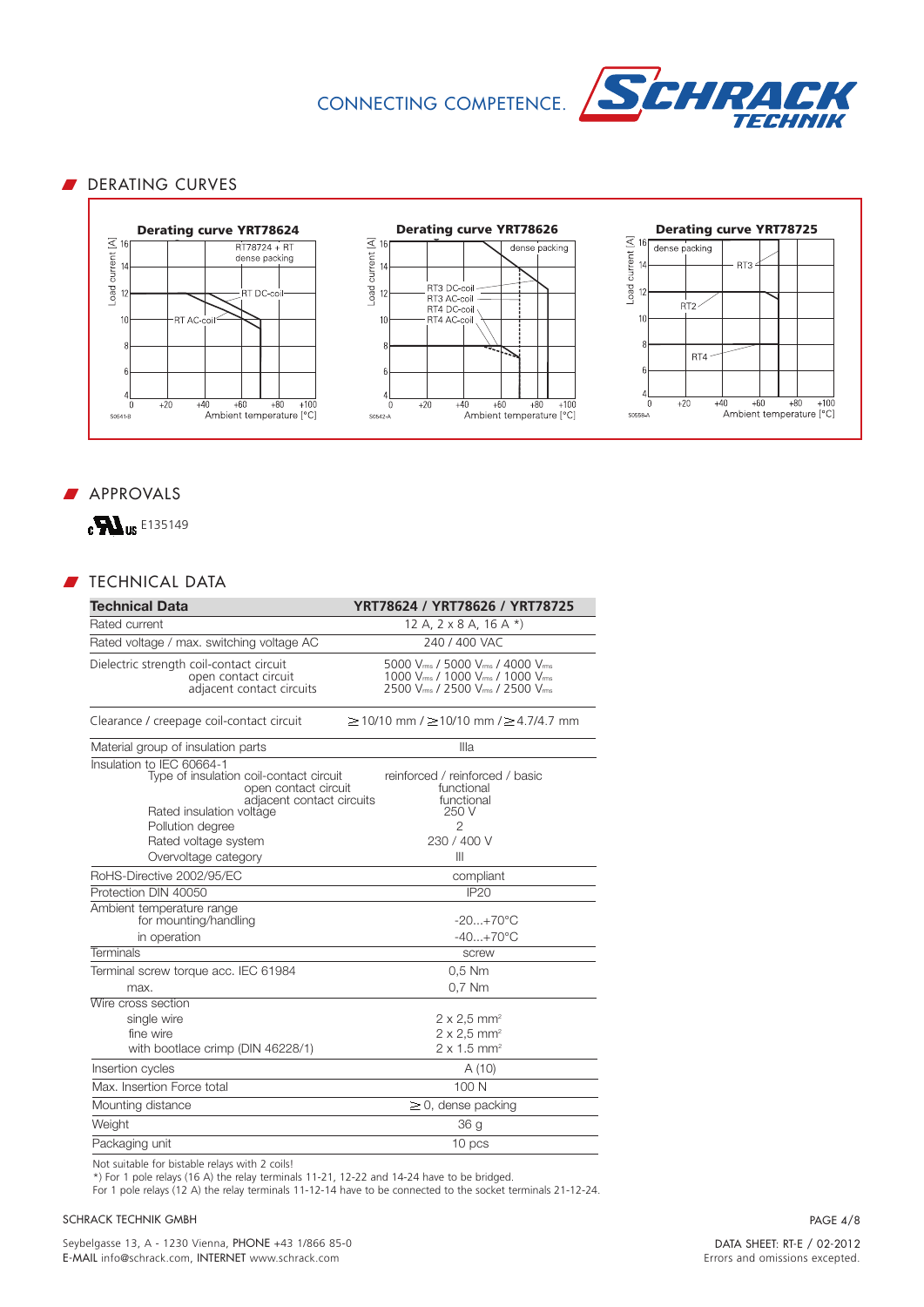## DERATING CURVES

**Derating curve YRT78624**

**Derating curve YRT78626**

**Derating curve YRT78725**

## APPROVALS

cULus E135149

## TECHNICAL DATA

| Technical Data | YRT78624 / YRT78626 / YRT78725 |
|---|---|
| Rated current | 12 A, 2 x 8 A, 16 A *) |
| Rated voltage / max. switching voltage AC | 240 / 400 VAC |
| Dielectric strength coil-contact circuit<br>open contact circuit<br>adjacent contact circuits | 5000 $V_{rms}$ / 5000 $V_{rms}$ / 4000 $V_{rms}$<br>1000 $V_{rms}$ / 1000 $V_{rms}$ / 1000 $V_{rms}$<br>2500 $V_{rms}$ / 2500 $V_{rms}$ / 2500 $V_{rms}$ |
| Clearance / creepage coil-contact circuit | ≥10/10 mm / ≥10/10 mm / ≥4.7/4.7 mm |
| Material group of insulation parts | IIIa |
| Insulation to IEC 60664-1<br>Type of insulation coil-contact circuit<br>open contact circuit<br>adjacent contact circuits<br>Rated insulation voltage<br>Pollution degree<br>Rated voltage system<br>Overvoltage category | <br>reinforced / reinforced / basic<br>functional<br>functional<br>250 V<br>2<br>230 / 400 V<br>III |
| RoHS-Directive 2002/95/EC | compliant |
| Protection DIN 40050 | IP20 |
| Ambient temperature range<br>for mounting/handling<br>in operation | <br>-20...+70°C<br>-40...+70°C |
| Terminals | screw |
| Terminal screw torque acc. IEC 61984<br>max. | 0,5 Nm<br>0,7 Nm |
| Wire cross section<br>single wire<br>fine wire<br>with bootlace crimp (DIN 46228/1) | <br>2 x 2,5 mm²<br>2 x 2,5 mm²<br>2 x 1.5 mm² |
| Insertion cycles | A (10) |
| Max. Insertion Force total | 100 N |
| Mounting distance | ≥0, dense packing |
| Weight | 36 g |
| Packaging unit | 10 pcs |

Not suitable for bistable relays with 2 coils!

*) For 1 pole relays (16 A) the relay terminals 11-21, 12-22 and 14-24 have to be bridged.
For 1 pole relays (12 A) the relay terminals 11-12-14 have to be connected to the socket terminals 21-12-24.

SCHRACK TECHNIK GMBH

Seybelgasse 13, A - 1230 Vienna, PHONE +43 1/866 85-0
E-MAIL info@schrack.com, INTERNET www.schrack.com

DATA SHEET: RT-E / 02-2012
Errors and omissions excepted.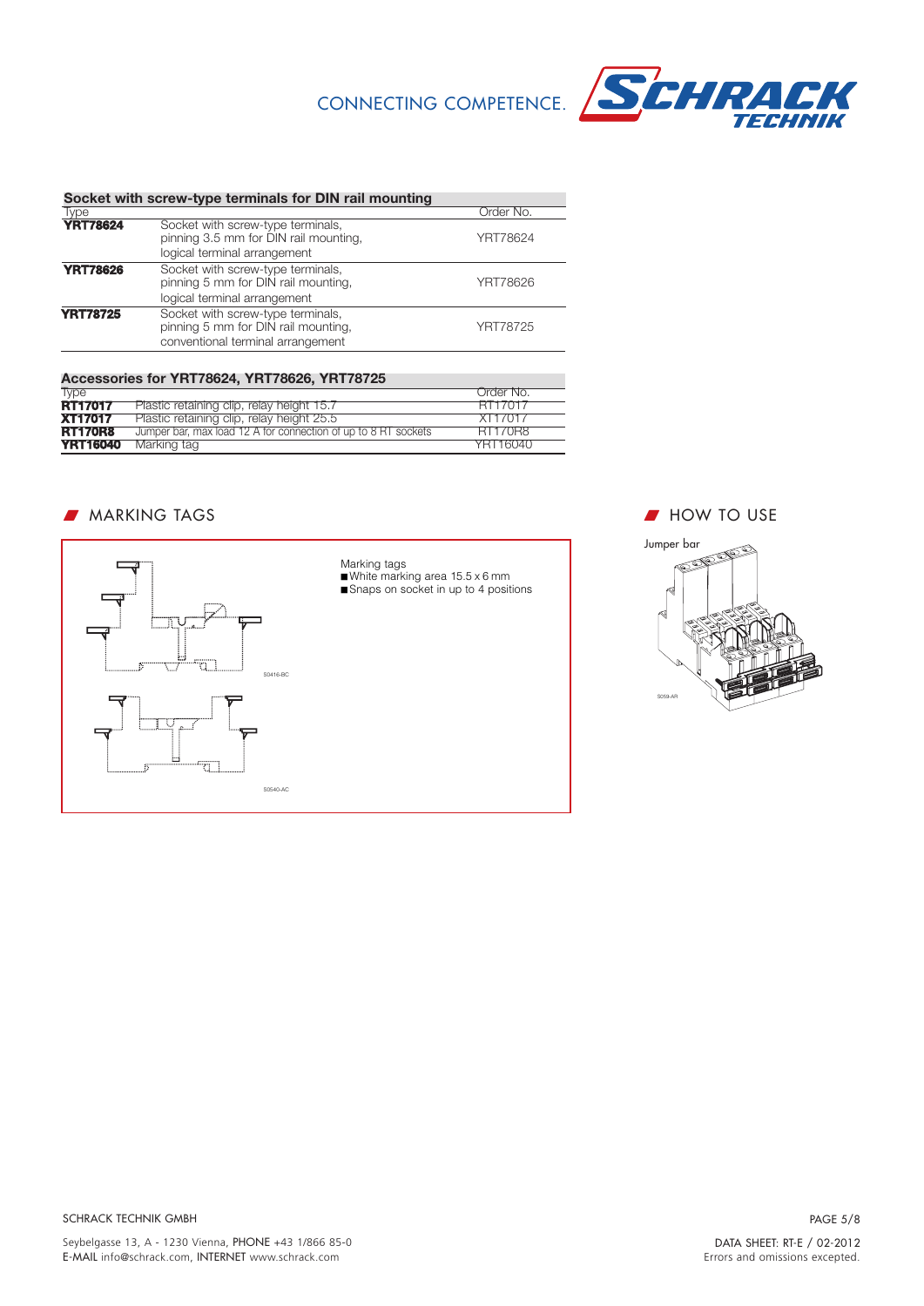## Socket with screw-type terminals for DIN rail mounting

| Type | | Order No. |
|---|---|---|
| **YRT78624** | Socket with screw-type terminals, pinning 3.5 mm for DIN rail mounting, logical terminal arrangement | YRT78624 |
| **YRT78626** | Socket with screw-type terminals, pinning 5 mm for DIN rail mounting, logical terminal arrangement | YRT78626 |
| **YRT78725** | Socket with screw-type terminals, pinning 5 mm for DIN rail mounting, conventional terminal arrangement | YRT78725 |

## Accessories for YRT78624, YRT78626, YRT78725

| Type | | Order No. |
|---|---|---|
| **RT17017** | Plastic retaining clip, relay height 15.7 | RT17017 |
| **XT17017** | Plastic retaining clip, relay height 25.5 | XT17017 |
| **RT170R8** | Jumper bar, max load 12 A for connection of up to 8 RT sockets | RT170R8 |
| **YRT16040** | Marking tag | YRT16040 |

## MARKING TAGS

S0416-BC

S0540-AC

Marking tags
- White marking area 15.5 x 6 mm
- Snaps on socket in up to 4 positions

## HOW TO USE

Jumper bar

S059-AR

SCHRACK TECHNIK GMBH

Seybelgasse 13, A - 1230 Vienna, PHONE +43 1/866 85-0
E-MAIL info@schrack.com, INTERNET www.schrack.com

DATA SHEET: RT-E / 02-2012
Errors and omissions excepted.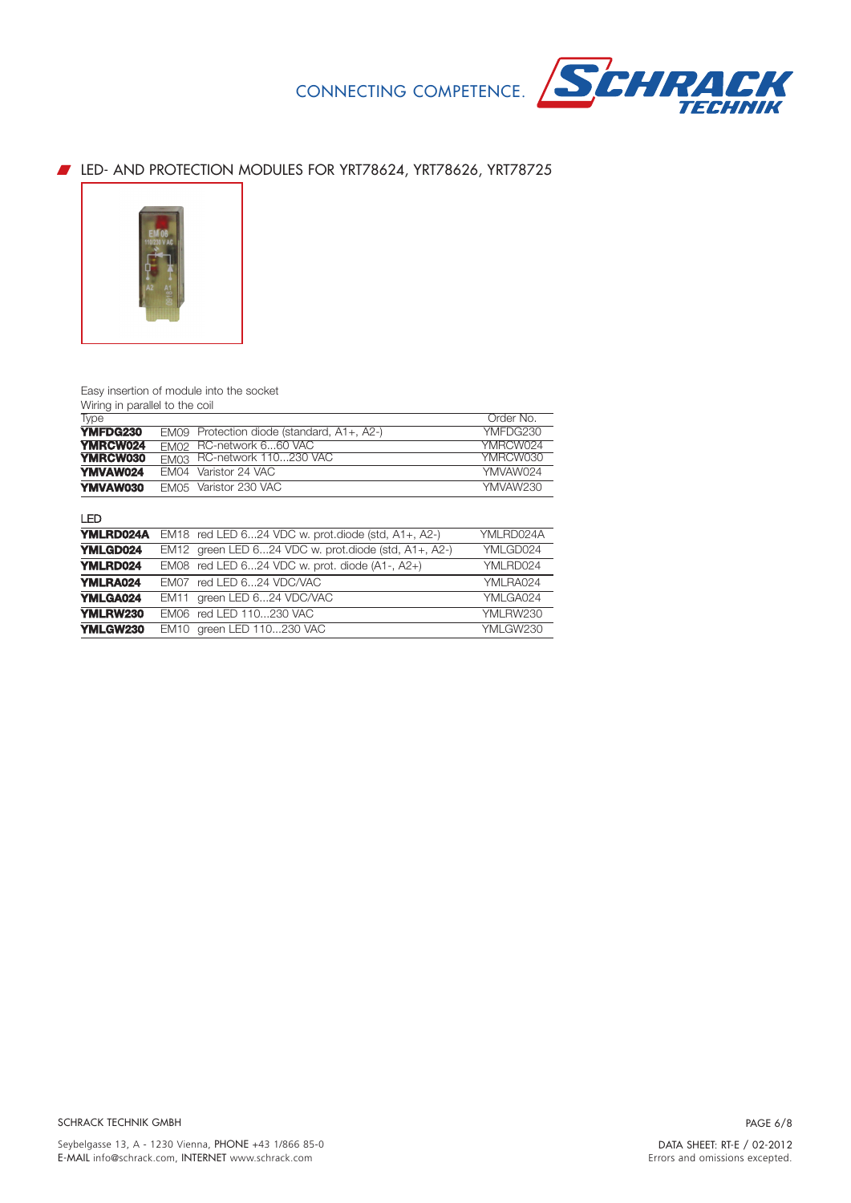## LED- AND PROTECTION MODULES FOR YRT78624, YRT78626, YRT78725

Easy insertion of module into the socket
Wiring in parallel to the coil

| Type | | | Order No. |
|---|---|---|---|
| **YMFDG230** | EM09 | Protection diode (standard, A1+, A2-) | YMFDG230 |
| **YMRCW024** | EM02 | RC-network 6...60 VAC | YMRCW024 |
| **YMRCW030** | EM03 | RC-network 110...230 VAC | YMRCW030 |
| **YMVAW024** | EM04 | Varistor 24 VAC | YMVAW024 |
| **YMVAW030** | EM05 | Varistor 230 VAC | YMVAW230 |

LED

| Type | | | Order No. |
|---|---|---|---|
| **YMLRD024A** | EM18 | red LED 6...24 VDC w. prot.diode (std, A1+, A2-) | YMLRD024A |
| **YMLGD024** | EM12 | green LED 6...24 VDC w. prot.diode (std, A1+, A2-) | YMLGD024 |
| **YMLRD024** | EM08 | red LED 6...24 VDC w. prot. diode (A1-, A2+) | YMLRD024 |
| **YMLRA024** | EM07 | red LED 6...24 VDC/VAC | YMLRA024 |
| **YMLGA024** | EM11 | green LED 6...24 VDC/VAC | YMLGA024 |
| **YMLRW230** | EM06 | red LED 110...230 VAC | YMLRW230 |
| **YMLGW230** | EM10 | green LED 110...230 VAC | YMLGW230 |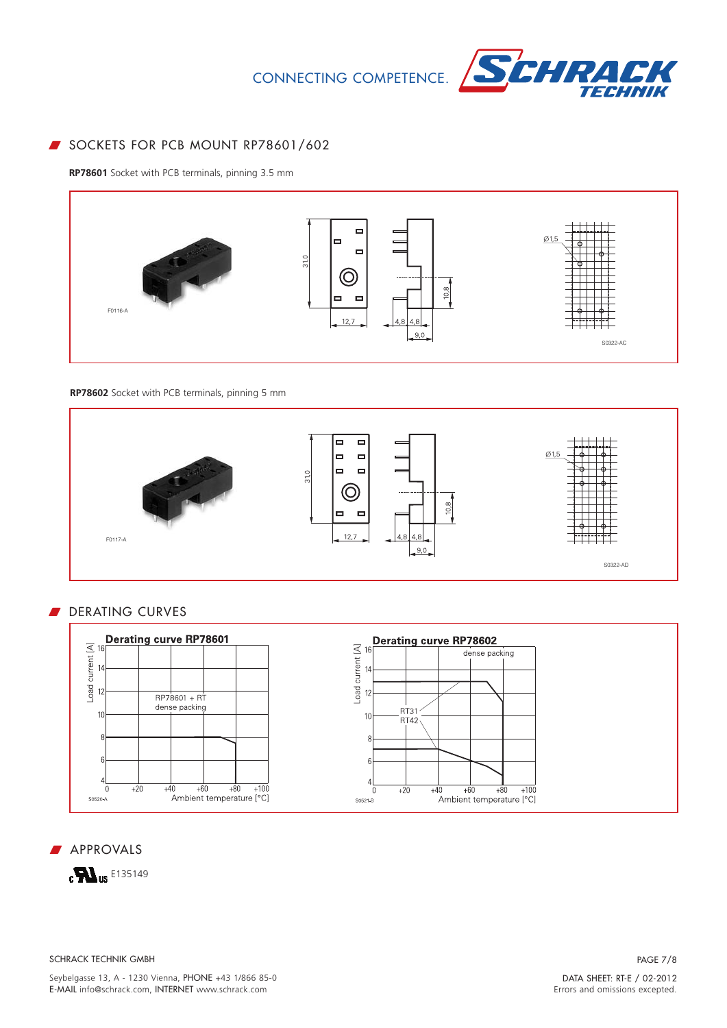## SOCKETS FOR PCB MOUNT RP78601/602

**RP78601** Socket with PCB terminals, pinning 3.5 mm

F0116-A

31,0

12,7

4,8 4,8

9,0

10,8

Ø1,5

S0322-AC

**RP78602** Socket with PCB terminals, pinning 5 mm

F0117-A

31,0

12,7

4,8 4,8

9,0

10,8

Ø1,5

S0322-AD

## DERATING CURVES

**Derating curve RP78601**

Load current [A]

RP78601 + RT
dense packing

Ambient temperature [°C]

S0520-A

**Derating curve RP78602**

Load current [A]

dense packing

RT31
RT42

Ambient temperature [°C]

S0521-B

## APPROVALS

cULus E135149

SCHRACK TECHNIK GMBH

Seybelgasse 13, A - 1230 Vienna, PHONE +43 1/866 85-0
E-MAIL info@schrack.com, INTERNET www.schrack.com

DATA SHEET: RT-E / 02-2012
Errors and omissions excepted.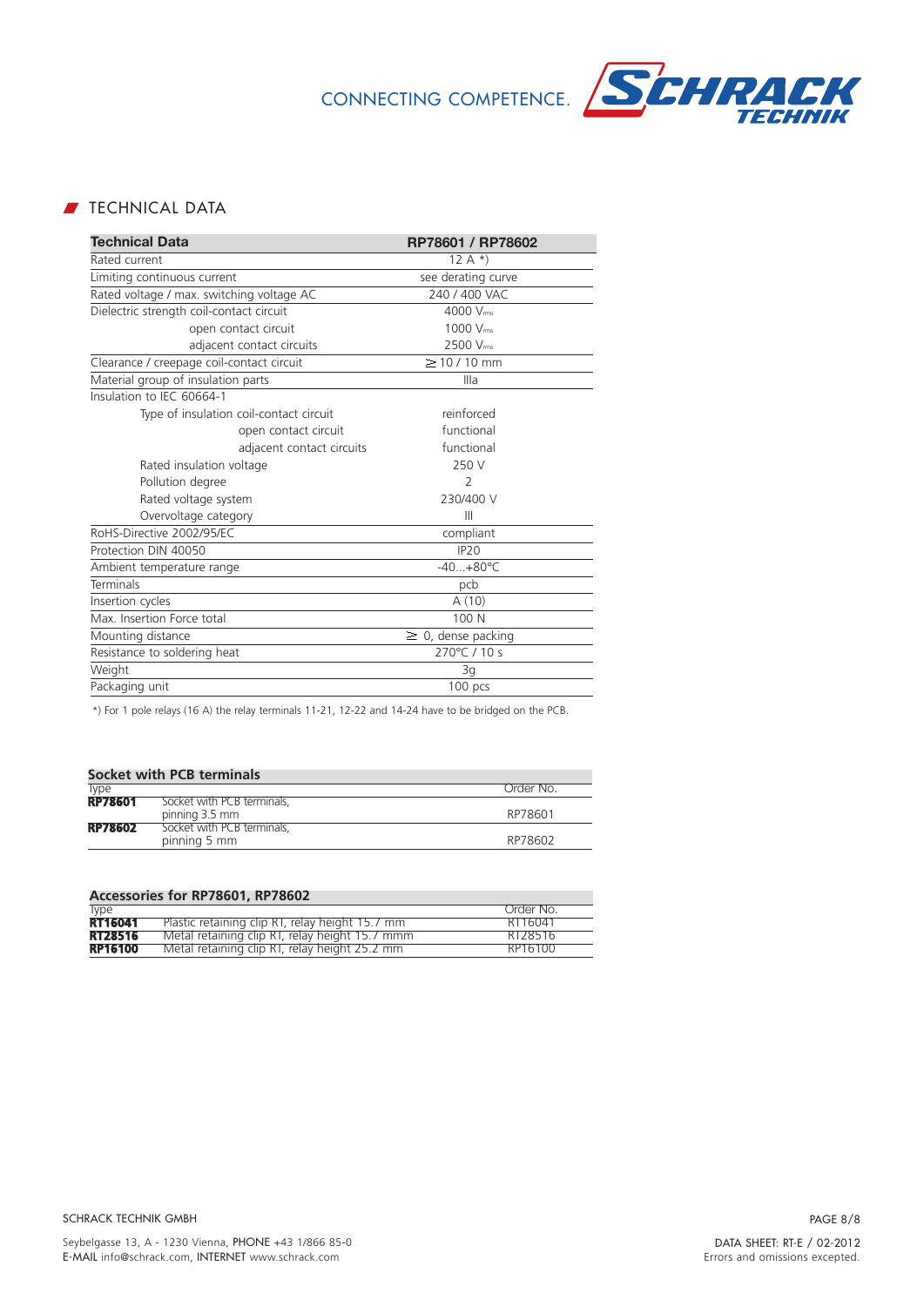## TECHNICAL DATA

| Technical Data | RP78601 / RP78602 |
|---|---|
| Rated current | 12 A *) |
| Limiting continuous current | see derating curve |
| Rated voltage / max. switching voltage AC | 240 / 400 VAC |
| Dielectric strength coil-contact circuit | 4000 $V_{rms}$ |
| open contact circuit | 1000 $V_{rms}$ |
| adjacent contact circuits | 2500 $V_{rms}$ |
| Clearance / creepage coil-contact circuit | ≥ 10 / 10 mm |
| Material group of insulation parts | IIIa |
| Insulation to IEC 60664-1 | |
| Type of insulation coil-contact circuit | reinforced |
| open contact circuit | functional |
| adjacent contact circuits | functional |
| Rated insulation voltage | 250 V |
| Pollution degree | 2 |
| Rated voltage system | 230/400 V |
| Overvoltage category | III |
| RoHS-Directive 2002/95/EC | compliant |
| Protection DIN 40050 | IP20 |
| Ambient temperature range | -40...+80°C |
| Terminals | pcb |
| Insertion cycles | A (10) |
| Max. Insertion Force total | 100 N |
| Mounting distance | ≥ 0, dense packing |
| Resistance to soldering heat | 270°C / 10 s |
| Weight | 3g |
| Packaging unit | 100 pcs |

*) For 1 pole relays (16 A) the relay terminals 11-21, 12-22 and 14-24 have to be bridged on the PCB.

### Socket with PCB terminals

| Type | | Order No. |
|---|---|---|
| **RP78601** | Socket with PCB terminals, pinning 3.5 mm | RP78601 |
| **RP78602** | Socket with PCB terminals, pinning 5 mm | RP78602 |

### Accessories for RP78601, RP78602

| Type | | Order No. |
|---|---|---|
| **RT16041** | Plastic retaining clip RT, relay height 15.7 mm | RT16041 |
| **RT28516** | Metal retaining clip RT, relay height 15.7 mmm | RT28516 |
| **RP16100** | Metal retaining clip RT, relay height 25.2 mm | RP16100 |

SCHRACK TECHNIK GMBH

Seybelgasse 13, A - 1230 Vienna, PHONE +43 1/866 85-0
E-MAIL info@schrack.com, INTERNET www.schrack.com

DATA SHEET: RT-E / 02-2012
Errors and omissions excepted.